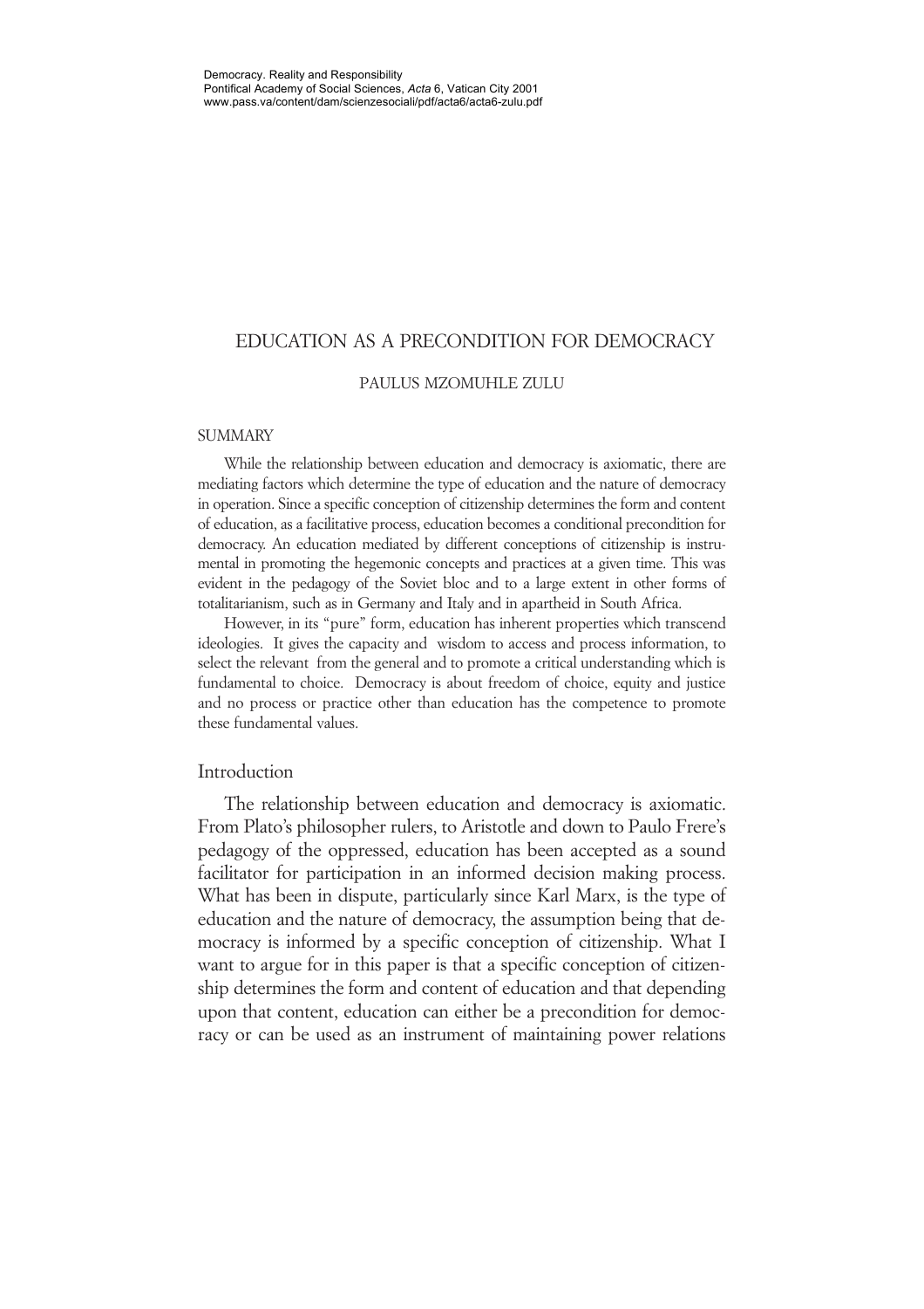Democracy. Reality and Responsibility
Pontifical Academy of Social Sciences, *Acta* 6, Vatican City 2001
www.pass.va/content/dam/scienzesociali/pdf/acta6/acta6-zulu.pdf

# EDUCATION AS A PRECONDITION FOR DEMOCRACY

PAULUS MZOMUHLE ZULU

## SUMMARY

While the relationship between education and democracy is axiomatic, there are mediating factors which determine the type of education and the nature of democracy in operation. Since a specific conception of citizenship determines the form and content of education, as a facilitative process, education becomes a conditional precondition for democracy. An education mediated by different conceptions of citizenship is instrumental in promoting the hegemonic concepts and practices at a given time. This was evident in the pedagogy of the Soviet bloc and to a large extent in other forms of totalitarianism, such as in Germany and Italy and in apartheid in South Africa.

However, in its "pure" form, education has inherent properties which transcend ideologies. It gives the capacity and wisdom to access and process information, to select the relevant from the general and to promote a critical understanding which is fundamental to choice. Democracy is about freedom of choice, equity and justice and no process or practice other than education has the competence to promote these fundamental values.

## Introduction

The relationship between education and democracy is axiomatic. From Plato's philosopher rulers, to Aristotle and down to Paulo Frere's pedagogy of the oppressed, education has been accepted as a sound facilitator for participation in an informed decision making process. What has been in dispute, particularly since Karl Marx, is the type of education and the nature of democracy, the assumption being that democracy is informed by a specific conception of citizenship. What I want to argue for in this paper is that a specific conception of citizenship determines the form and content of education and that depending upon that content, education can either be a precondition for democracy or can be used as an instrument of maintaining power relations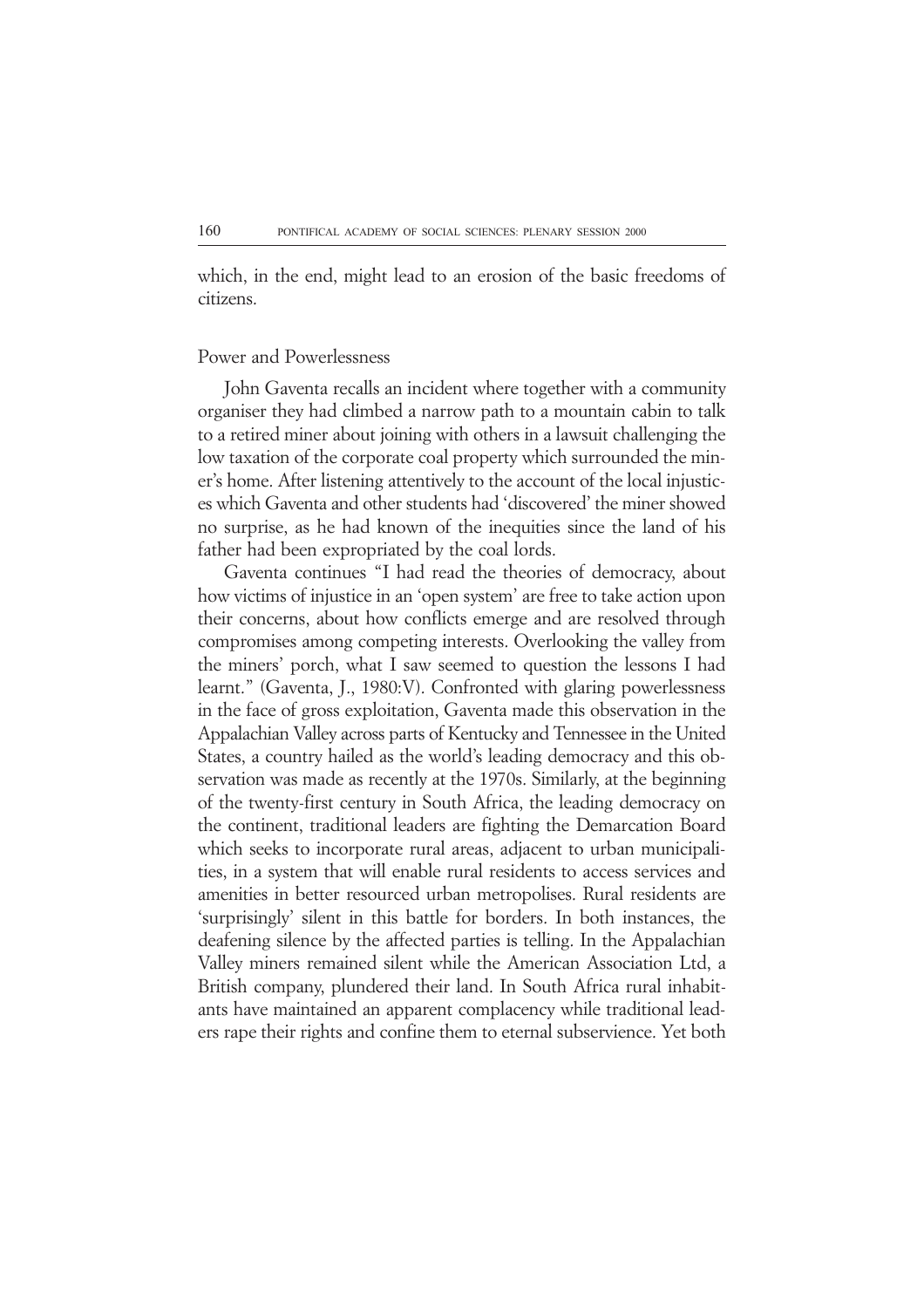which, in the end, might lead to an erosion of the basic freedoms of citizens.

## Power and Powerlessness

John Gaventa recalls an incident where together with a community organiser they had climbed a narrow path to a mountain cabin to talk to a retired miner about joining with others in a lawsuit challenging the low taxation of the corporate coal property which surrounded the miner's home. After listening attentively to the account of the local injustices which Gaventa and other students had 'discovered' the miner showed no surprise, as he had known of the inequities since the land of his father had been expropriated by the coal lords.

Gaventa continues "I had read the theories of democracy, about how victims of injustice in an 'open system' are free to take action upon their concerns, about how conflicts emerge and are resolved through compromises among competing interests. Overlooking the valley from the miners' porch, what I saw seemed to question the lessons I had learnt." (Gaventa, J., 1980:V). Confronted with glaring powerlessness in the face of gross exploitation, Gaventa made this observation in the Appalachian Valley across parts of Kentucky and Tennessee in the United States, a country hailed as the world's leading democracy and this observation was made as recently at the 1970s. Similarly, at the beginning of the twenty-first century in South Africa, the leading democracy on the continent, traditional leaders are fighting the Demarcation Board which seeks to incorporate rural areas, adjacent to urban municipalities, in a system that will enable rural residents to access services and amenities in better resourced urban metropolises. Rural residents are 'surprisingly' silent in this battle for borders. In both instances, the deafening silence by the affected parties is telling. In the Appalachian Valley miners remained silent while the American Association Ltd, a British company, plundered their land. In South Africa rural inhabitants have maintained an apparent complacency while traditional leaders rape their rights and confine them to eternal subservience. Yet both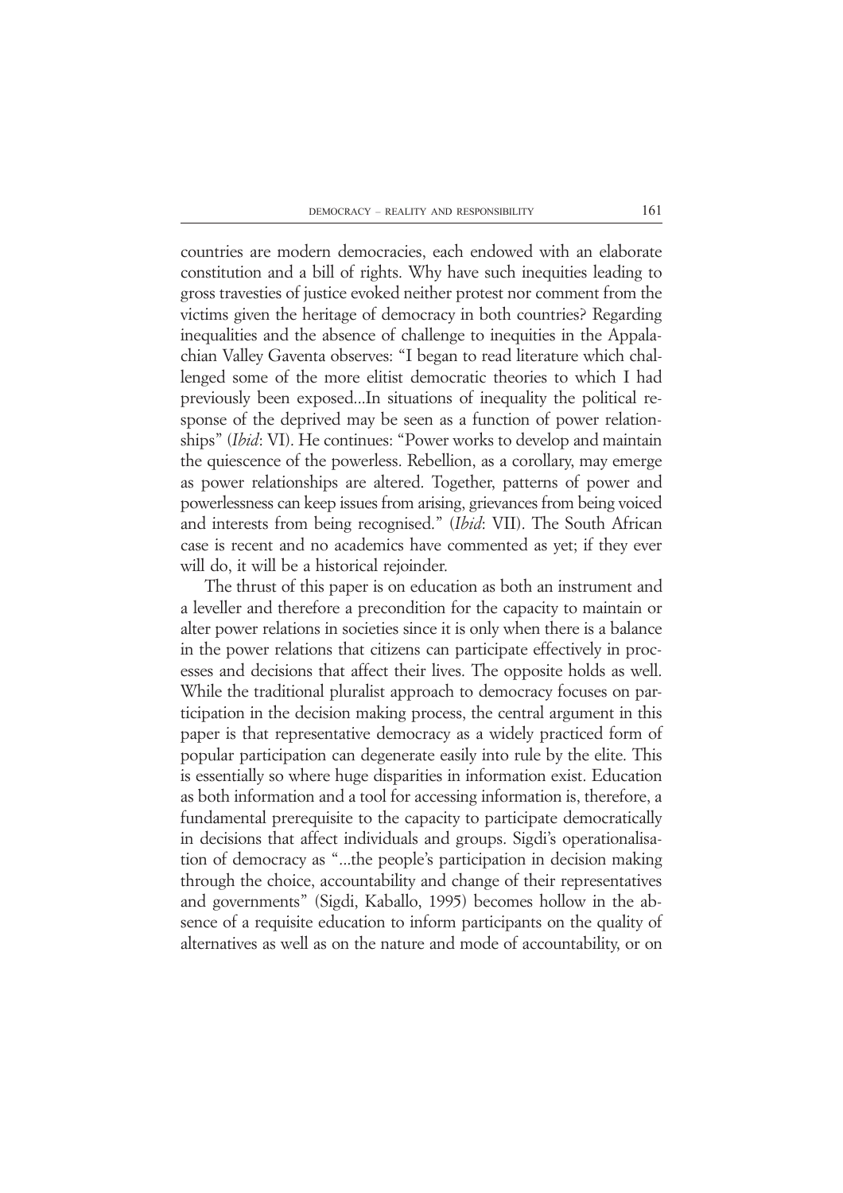countries are modern democracies, each endowed with an elaborate constitution and a bill of rights. Why have such inequities leading to gross travesties of justice evoked neither protest nor comment from the victims given the heritage of democracy in both countries? Regarding inequalities and the absence of challenge to inequities in the Appalachian Valley Gaventa observes: "I began to read literature which challenged some of the more elitist democratic theories to which I had previously been exposed...In situations of inequality the political response of the deprived may be seen as a function of power relationships" (*Ibid*: VI). He continues: "Power works to develop and maintain the quiescence of the powerless. Rebellion, as a corollary, may emerge as power relationships are altered. Together, patterns of power and powerlessness can keep issues from arising, grievances from being voiced and interests from being recognised." (*Ibid*: VII). The South African case is recent and no academics have commented as yet; if they ever will do, it will be a historical rejoinder.

The thrust of this paper is on education as both an instrument and a leveller and therefore a precondition for the capacity to maintain or alter power relations in societies since it is only when there is a balance in the power relations that citizens can participate effectively in processes and decisions that affect their lives. The opposite holds as well. While the traditional pluralist approach to democracy focuses on participation in the decision making process, the central argument in this paper is that representative democracy as a widely practiced form of popular participation can degenerate easily into rule by the elite. This is essentially so where huge disparities in information exist. Education as both information and a tool for accessing information is, therefore, a fundamental prerequisite to the capacity to participate democratically in decisions that affect individuals and groups. Sigdi's operationalisation of democracy as "...the people's participation in decision making through the choice, accountability and change of their representatives and governments" (Sigdi, Kaballo, 1995) becomes hollow in the absence of a requisite education to inform participants on the quality of alternatives as well as on the nature and mode of accountability, or on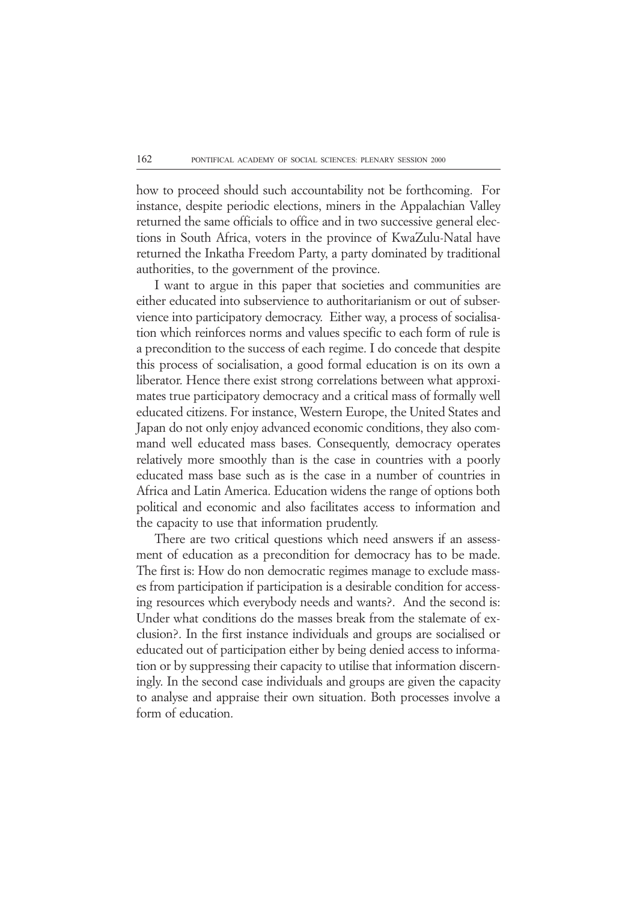how to proceed should such accountability not be forthcoming. For instance, despite periodic elections, miners in the Appalachian Valley returned the same officials to office and in two successive general elections in South Africa, voters in the province of KwaZulu-Natal have returned the Inkatha Freedom Party, a party dominated by traditional authorities, to the government of the province.

I want to argue in this paper that societies and communities are either educated into subservience to authoritarianism or out of subservience into participatory democracy. Either way, a process of socialisation which reinforces norms and values specific to each form of rule is a precondition to the success of each regime. I do concede that despite this process of socialisation, a good formal education is on its own a liberator. Hence there exist strong correlations between what approximates true participatory democracy and a critical mass of formally well educated citizens. For instance, Western Europe, the United States and Japan do not only enjoy advanced economic conditions, they also command well educated mass bases. Consequently, democracy operates relatively more smoothly than is the case in countries with a poorly educated mass base such as is the case in a number of countries in Africa and Latin America. Education widens the range of options both political and economic and also facilitates access to information and the capacity to use that information prudently.

There are two critical questions which need answers if an assessment of education as a precondition for democracy has to be made. The first is: How do non democratic regimes manage to exclude masses from participation if participation is a desirable condition for accessing resources which everybody needs and wants?. And the second is: Under what conditions do the masses break from the stalemate of exclusion?. In the first instance individuals and groups are socialised or educated out of participation either by being denied access to information or by suppressing their capacity to utilise that information discerningly. In the second case individuals and groups are given the capacity to analyse and appraise their own situation. Both processes involve a form of education.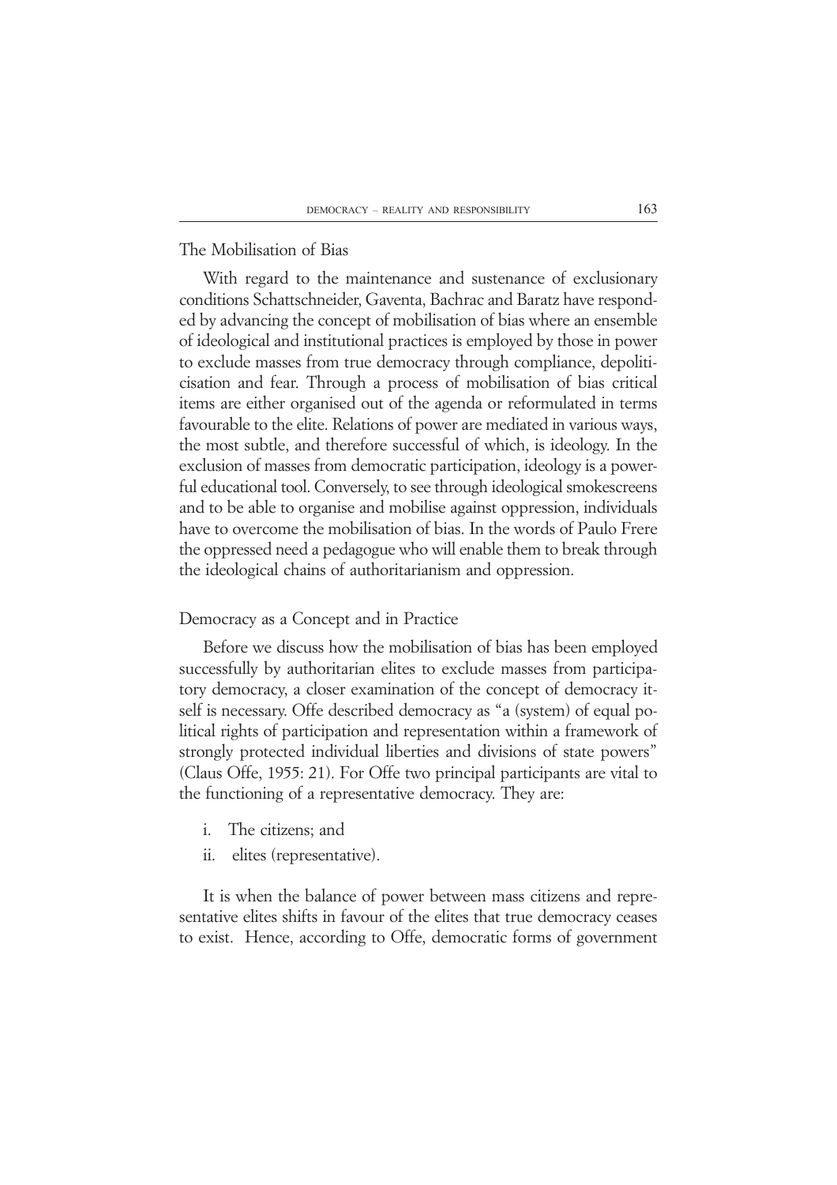## The Mobilisation of Bias

With regard to the maintenance and sustenance of exclusionary conditions Schattschneider, Gaventa, Bachrac and Baratz have responded by advancing the concept of mobilisation of bias where an ensemble of ideological and institutional practices is employed by those in power to exclude masses from true democracy through compliance, depoliticisation and fear. Through a process of mobilisation of bias critical items are either organised out of the agenda or reformulated in terms favourable to the elite. Relations of power are mediated in various ways, the most subtle, and therefore successful of which, is ideology. In the exclusion of masses from democratic participation, ideology is a powerful educational tool. Conversely, to see through ideological smokescreens and to be able to organise and mobilise against oppression, individuals have to overcome the mobilisation of bias. In the words of Paulo Frere the oppressed need a pedagogue who will enable them to break through the ideological chains of authoritarianism and oppression.

## Democracy as a Concept and in Practice

Before we discuss how the mobilisation of bias has been employed successfully by authoritarian elites to exclude masses from participatory democracy, a closer examination of the concept of democracy itself is necessary. Offe described democracy as "a (system) of equal political rights of participation and representation within a framework of strongly protected individual liberties and divisions of state powers" (Claus Offe, 1955: 21). For Offe two principal participants are vital to the functioning of a representative democracy. They are:

i. The citizens; and
ii. elites (representative).

It is when the balance of power between mass citizens and representative elites shifts in favour of the elites that true democracy ceases to exist. Hence, according to Offe, democratic forms of government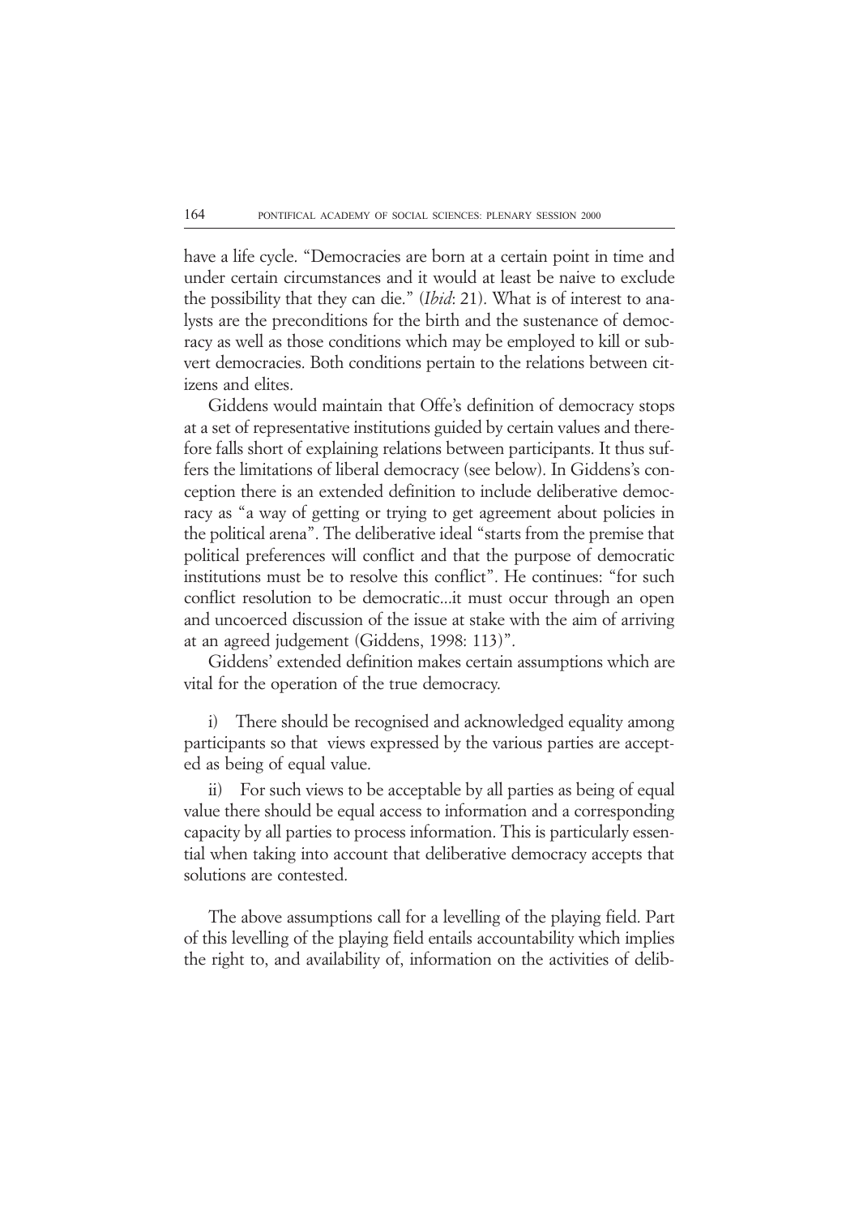have a life cycle. "Democracies are born at a certain point in time and under certain circumstances and it would at least be naive to exclude the possibility that they can die." (*Ibid*: 21). What is of interest to analysts are the preconditions for the birth and the sustenance of democracy as well as those conditions which may be employed to kill or subvert democracies. Both conditions pertain to the relations between citizens and elites.

Giddens would maintain that Offe's definition of democracy stops at a set of representative institutions guided by certain values and therefore falls short of explaining relations between participants. It thus suffers the limitations of liberal democracy (see below). In Giddens's conception there is an extended definition to include deliberative democracy as "a way of getting or trying to get agreement about policies in the political arena". The deliberative ideal "starts from the premise that political preferences will conflict and that the purpose of democratic institutions must be to resolve this conflict". He continues: "for such conflict resolution to be democratic...it must occur through an open and uncoerced discussion of the issue at stake with the aim of arriving at an agreed judgement (Giddens, 1998: 113)".

Giddens' extended definition makes certain assumptions which are vital for the operation of the true democracy.

i) There should be recognised and acknowledged equality among participants so that views expressed by the various parties are accepted as being of equal value.

ii) For such views to be acceptable by all parties as being of equal value there should be equal access to information and a corresponding capacity by all parties to process information. This is particularly essential when taking into account that deliberative democracy accepts that solutions are contested.

The above assumptions call for a levelling of the playing field. Part of this levelling of the playing field entails accountability which implies the right to, and availability of, information on the activities of delib-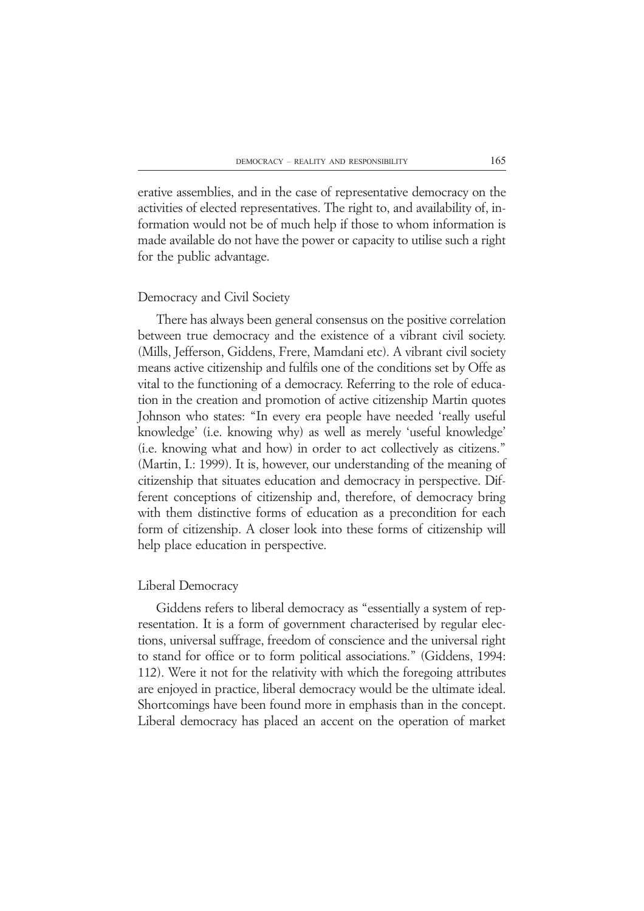erative assemblies, and in the case of representative democracy on the activities of elected representatives. The right to, and availability of, information would not be of much help if those to whom information is made available do not have the power or capacity to utilise such a right for the public advantage.

## Democracy and Civil Society

There has always been general consensus on the positive correlation between true democracy and the existence of a vibrant civil society. (Mills, Jefferson, Giddens, Frere, Mamdani etc). A vibrant civil society means active citizenship and fulfils one of the conditions set by Offe as vital to the functioning of a democracy. Referring to the role of education in the creation and promotion of active citizenship Martin quotes Johnson who states: "In every era people have needed 'really useful knowledge' (i.e. knowing why) as well as merely 'useful knowledge' (i.e. knowing what and how) in order to act collectively as citizens." (Martin, I.: 1999). It is, however, our understanding of the meaning of citizenship that situates education and democracy in perspective. Different conceptions of citizenship and, therefore, of democracy bring with them distinctive forms of education as a precondition for each form of citizenship. A closer look into these forms of citizenship will help place education in perspective.

## Liberal Democracy

Giddens refers to liberal democracy as "essentially a system of representation. It is a form of government characterised by regular elections, universal suffrage, freedom of conscience and the universal right to stand for office or to form political associations." (Giddens, 1994: 112). Were it not for the relativity with which the foregoing attributes are enjoyed in practice, liberal democracy would be the ultimate ideal. Shortcomings have been found more in emphasis than in the concept. Liberal democracy has placed an accent on the operation of market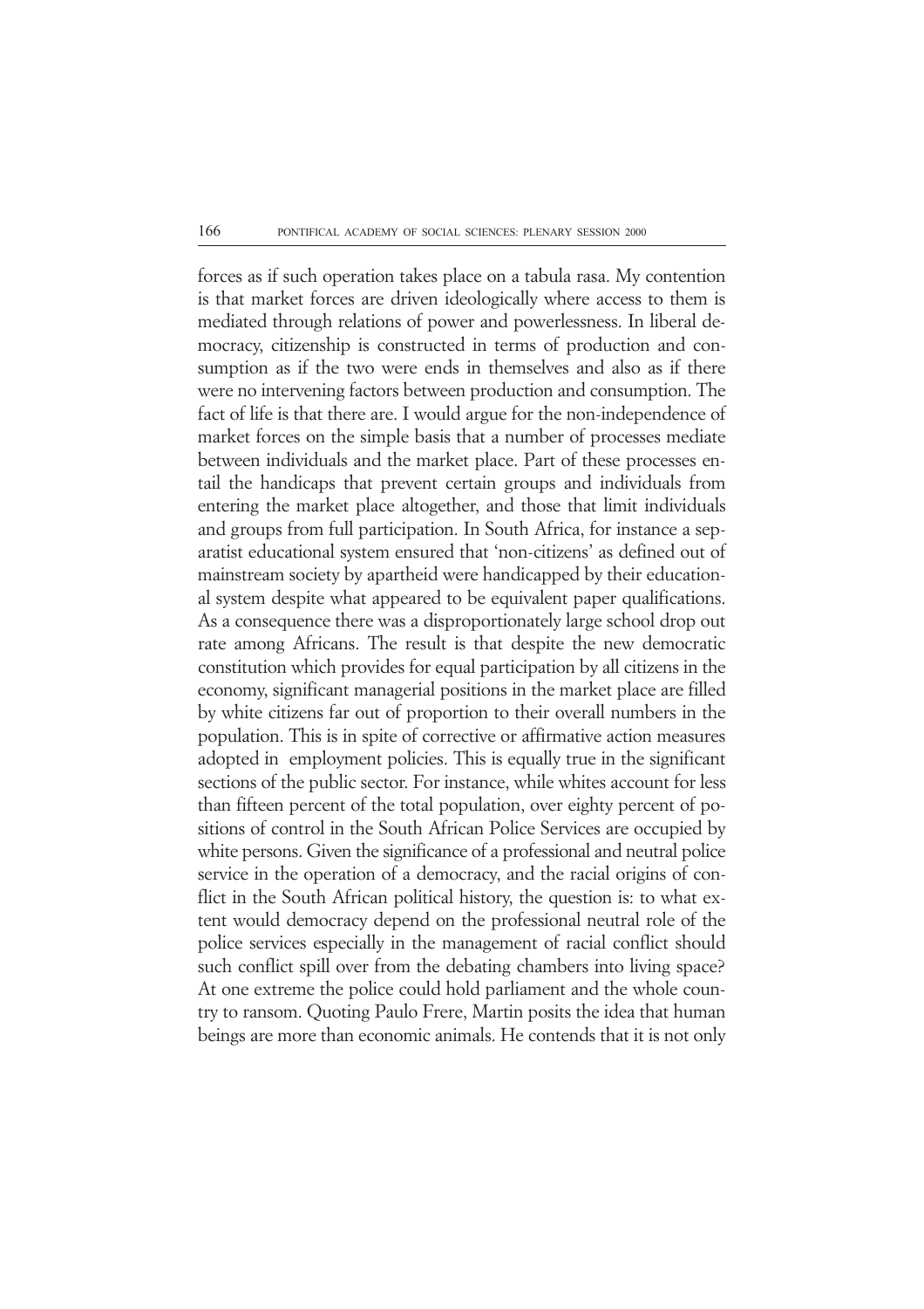forces as if such operation takes place on a tabula rasa. My contention is that market forces are driven ideologically where access to them is mediated through relations of power and powerlessness. In liberal democracy, citizenship is constructed in terms of production and consumption as if the two were ends in themselves and also as if there were no intervening factors between production and consumption. The fact of life is that there are. I would argue for the non-independence of market forces on the simple basis that a number of processes mediate between individuals and the market place. Part of these processes entail the handicaps that prevent certain groups and individuals from entering the market place altogether, and those that limit individuals and groups from full participation. In South Africa, for instance a separatist educational system ensured that 'non-citizens' as defined out of mainstream society by apartheid were handicapped by their educational system despite what appeared to be equivalent paper qualifications. As a consequence there was a disproportionately large school drop out rate among Africans. The result is that despite the new democratic constitution which provides for equal participation by all citizens in the economy, significant managerial positions in the market place are filled by white citizens far out of proportion to their overall numbers in the population. This is in spite of corrective or affirmative action measures adopted in employment policies. This is equally true in the significant sections of the public sector. For instance, while whites account for less than fifteen percent of the total population, over eighty percent of positions of control in the South African Police Services are occupied by white persons. Given the significance of a professional and neutral police service in the operation of a democracy, and the racial origins of conflict in the South African political history, the question is: to what extent would democracy depend on the professional neutral role of the police services especially in the management of racial conflict should such conflict spill over from the debating chambers into living space? At one extreme the police could hold parliament and the whole country to ransom. Quoting Paulo Frere, Martin posits the idea that human beings are more than economic animals. He contends that it is not only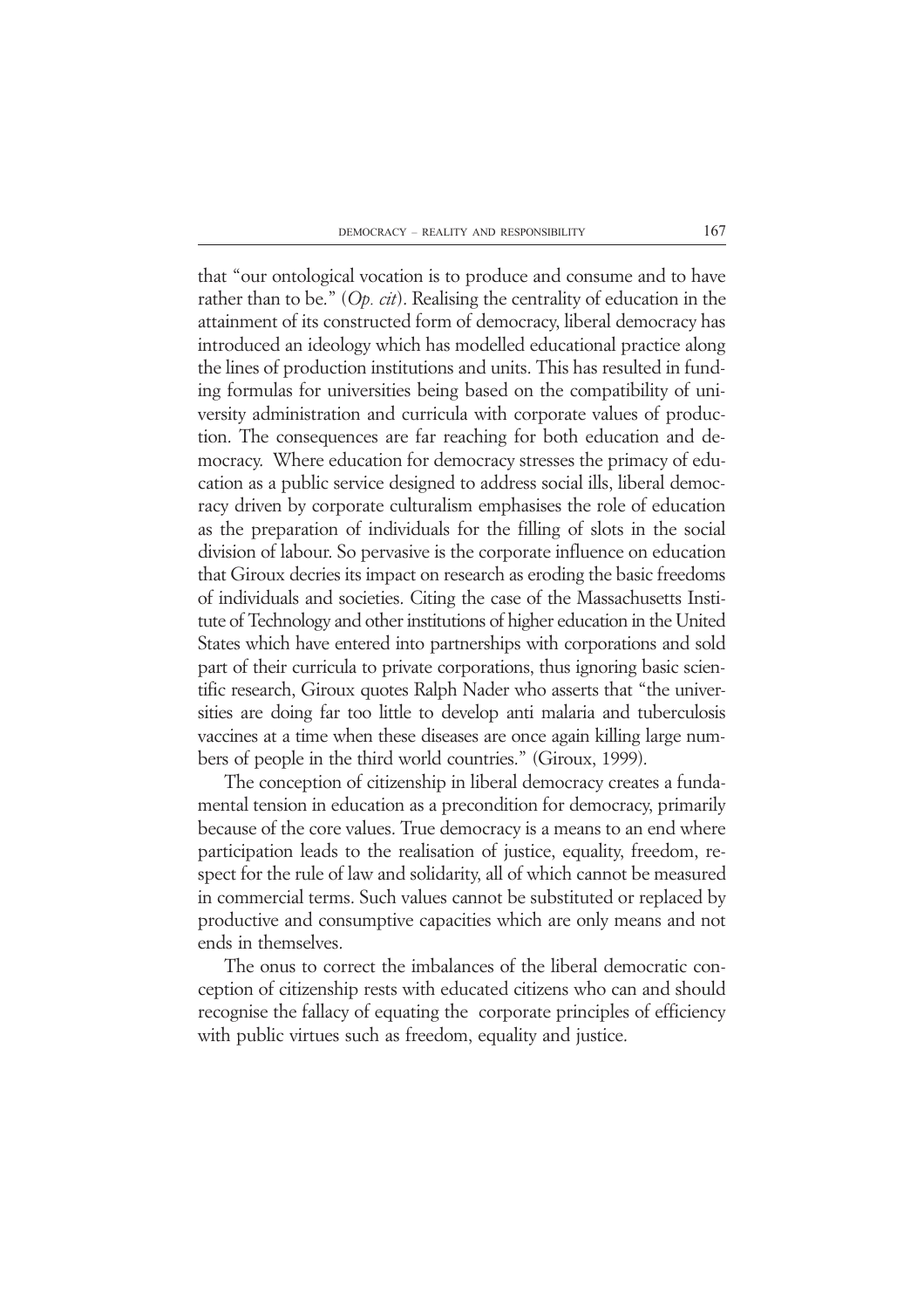that "our ontological vocation is to produce and consume and to have rather than to be." (*Op. cit*). Realising the centrality of education in the attainment of its constructed form of democracy, liberal democracy has introduced an ideology which has modelled educational practice along the lines of production institutions and units. This has resulted in funding formulas for universities being based on the compatibility of university administration and curricula with corporate values of production. The consequences are far reaching for both education and democracy. Where education for democracy stresses the primacy of education as a public service designed to address social ills, liberal democracy driven by corporate culturalism emphasises the role of education as the preparation of individuals for the filling of slots in the social division of labour. So pervasive is the corporate influence on education that Giroux decries its impact on research as eroding the basic freedoms of individuals and societies. Citing the case of the Massachusetts Institute of Technology and other institutions of higher education in the United States which have entered into partnerships with corporations and sold part of their curricula to private corporations, thus ignoring basic scientific research, Giroux quotes Ralph Nader who asserts that "the universities are doing far too little to develop anti malaria and tuberculosis vaccines at a time when these diseases are once again killing large numbers of people in the third world countries." (Giroux, 1999).

The conception of citizenship in liberal democracy creates a fundamental tension in education as a precondition for democracy, primarily because of the core values. True democracy is a means to an end where participation leads to the realisation of justice, equality, freedom, respect for the rule of law and solidarity, all of which cannot be measured in commercial terms. Such values cannot be substituted or replaced by productive and consumptive capacities which are only means and not ends in themselves.

The onus to correct the imbalances of the liberal democratic conception of citizenship rests with educated citizens who can and should recognise the fallacy of equating the corporate principles of efficiency with public virtues such as freedom, equality and justice.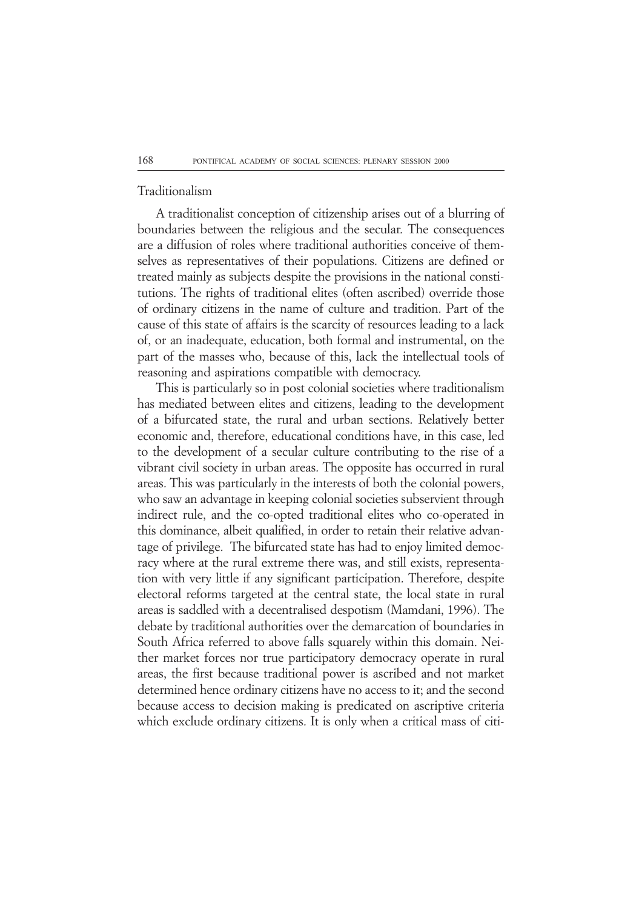### Traditionalism

A traditionalist conception of citizenship arises out of a blurring of boundaries between the religious and the secular. The consequences are a diffusion of roles where traditional authorities conceive of themselves as representatives of their populations. Citizens are defined or treated mainly as subjects despite the provisions in the national constitutions. The rights of traditional elites (often ascribed) override those of ordinary citizens in the name of culture and tradition. Part of the cause of this state of affairs is the scarcity of resources leading to a lack of, or an inadequate, education, both formal and instrumental, on the part of the masses who, because of this, lack the intellectual tools of reasoning and aspirations compatible with democracy.

This is particularly so in post colonial societies where traditionalism has mediated between elites and citizens, leading to the development of a bifurcated state, the rural and urban sections. Relatively better economic and, therefore, educational conditions have, in this case, led to the development of a secular culture contributing to the rise of a vibrant civil society in urban areas. The opposite has occurred in rural areas. This was particularly in the interests of both the colonial powers, who saw an advantage in keeping colonial societies subservient through indirect rule, and the co-opted traditional elites who co-operated in this dominance, albeit qualified, in order to retain their relative advantage of privilege. The bifurcated state has had to enjoy limited democracy where at the rural extreme there was, and still exists, representation with very little if any significant participation. Therefore, despite electoral reforms targeted at the central state, the local state in rural areas is saddled with a decentralised despotism (Mamdani, 1996). The debate by traditional authorities over the demarcation of boundaries in South Africa referred to above falls squarely within this domain. Neither market forces nor true participatory democracy operate in rural areas, the first because traditional power is ascribed and not market determined hence ordinary citizens have no access to it; and the second because access to decision making is predicated on ascriptive criteria which exclude ordinary citizens. It is only when a critical mass of citi-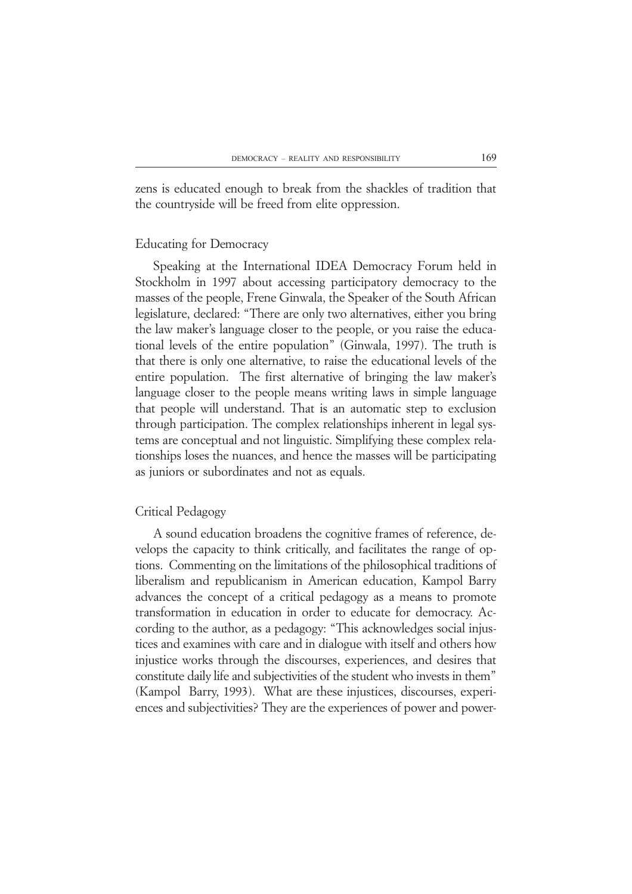zens is educated enough to break from the shackles of tradition that the countryside will be freed from elite oppression.

## Educating for Democracy

Speaking at the International IDEA Democracy Forum held in Stockholm in 1997 about accessing participatory democracy to the masses of the people, Frene Ginwala, the Speaker of the South African legislature, declared: "There are only two alternatives, either you bring the law maker's language closer to the people, or you raise the educational levels of the entire population" (Ginwala, 1997). The truth is that there is only one alternative, to raise the educational levels of the entire population. The first alternative of bringing the law maker's language closer to the people means writing laws in simple language that people will understand. That is an automatic step to exclusion through participation. The complex relationships inherent in legal systems are conceptual and not linguistic. Simplifying these complex relationships loses the nuances, and hence the masses will be participating as juniors or subordinates and not as equals.

## Critical Pedagogy

A sound education broadens the cognitive frames of reference, develops the capacity to think critically, and facilitates the range of options. Commenting on the limitations of the philosophical traditions of liberalism and republicanism in American education, Kampol Barry advances the concept of a critical pedagogy as a means to promote transformation in education in order to educate for democracy. According to the author, as a pedagogy: "This acknowledges social injustices and examines with care and in dialogue with itself and others how injustice works through the discourses, experiences, and desires that constitute daily life and subjectivities of the student who invests in them" (Kampol Barry, 1993). What are these injustices, discourses, experiences and subjectivities? They are the experiences of power and power-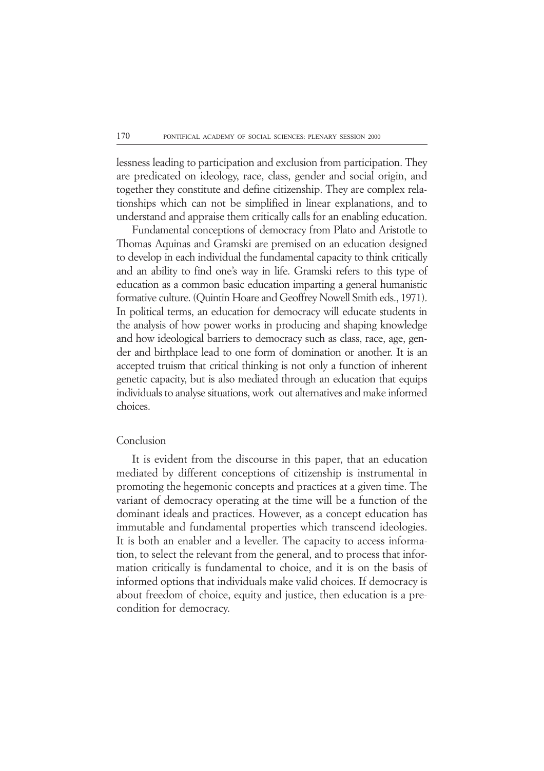lessness leading to participation and exclusion from participation. They are predicated on ideology, race, class, gender and social origin, and together they constitute and define citizenship. They are complex relationships which can not be simplified in linear explanations, and to understand and appraise them critically calls for an enabling education.

Fundamental conceptions of democracy from Plato and Aristotle to Thomas Aquinas and Gramski are premised on an education designed to develop in each individual the fundamental capacity to think critically and an ability to find one's way in life. Gramski refers to this type of education as a common basic education imparting a general humanistic formative culture. (Quintin Hoare and Geoffrey Nowell Smith eds., 1971). In political terms, an education for democracy will educate students in the analysis of how power works in producing and shaping knowledge and how ideological barriers to democracy such as class, race, age, gender and birthplace lead to one form of domination or another. It is an accepted truism that critical thinking is not only a function of inherent genetic capacity, but is also mediated through an education that equips individuals to analyse situations, work out alternatives and make informed choices.

## Conclusion

It is evident from the discourse in this paper, that an education mediated by different conceptions of citizenship is instrumental in promoting the hegemonic concepts and practices at a given time. The variant of democracy operating at the time will be a function of the dominant ideals and practices. However, as a concept education has immutable and fundamental properties which transcend ideologies. It is both an enabler and a leveller. The capacity to access information, to select the relevant from the general, and to process that information critically is fundamental to choice, and it is on the basis of informed options that individuals make valid choices. If democracy is about freedom of choice, equity and justice, then education is a precondition for democracy.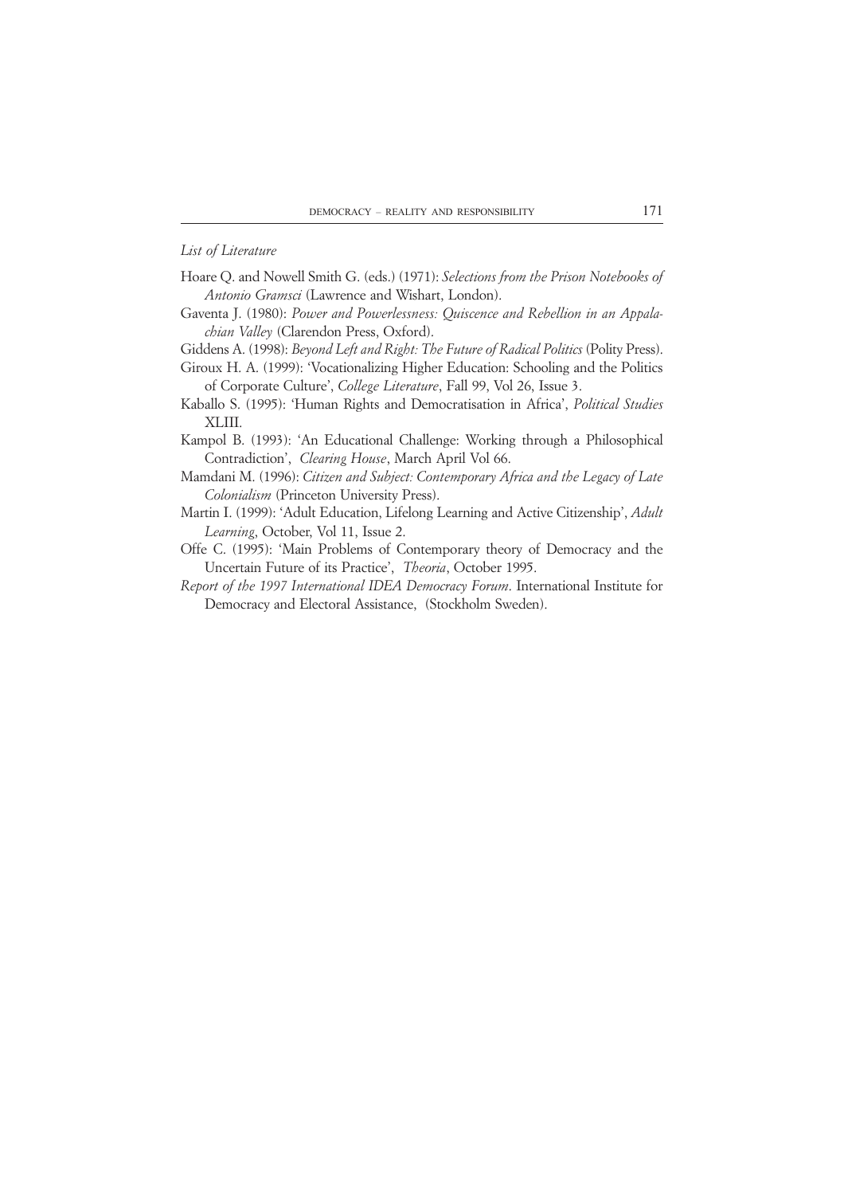*List of Literature*

Hoare Q. and Nowell Smith G. (eds.) (1971): *Selections from the Prison Notebooks of Antonio Gramsci* (Lawrence and Wishart, London).

Gaventa J. (1980): *Power and Powerlessness: Quiscence and Rebellion in an Appalachian Valley* (Clarendon Press, Oxford).

Giddens A. (1998): *Beyond Left and Right: The Future of Radical Politics* (Polity Press).

Giroux H. A. (1999): 'Vocationalizing Higher Education: Schooling and the Politics of Corporate Culture', *College Literature*, Fall 99, Vol 26, Issue 3.

Kaballo S. (1995): 'Human Rights and Democratisation in Africa', *Political Studies* XLIII.

Kampol B. (1993): 'An Educational Challenge: Working through a Philosophical Contradiction', *Clearing House*, March April Vol 66.

Mamdani M. (1996): *Citizen and Subject: Contemporary Africa and the Legacy of Late Colonialism* (Princeton University Press).

Martin I. (1999): 'Adult Education, Lifelong Learning and Active Citizenship', *Adult Learning*, October, Vol 11, Issue 2.

Offe C. (1995): 'Main Problems of Contemporary theory of Democracy and the Uncertain Future of its Practice', *Theoria*, October 1995.

*Report of the 1997 International IDEA Democracy Forum*. International Institute for Democracy and Electoral Assistance, (Stockholm Sweden).